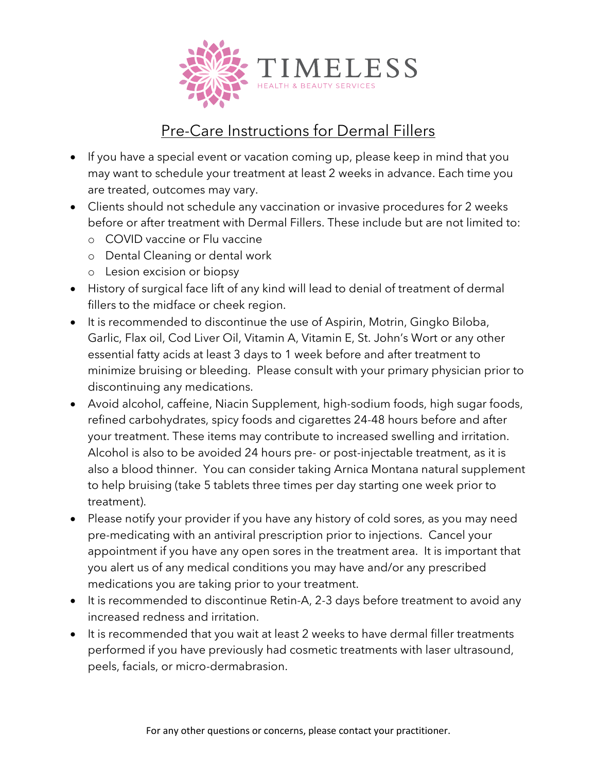# TIMELESS

HEALTH & BEAUTY SERVICES

## Pre-Care Instructions for Dermal Fillers

- If you have a special event or vacation coming up, please keep in mind that you may want to schedule your treatment at least 2 weeks in advance. Each time you are treated, outcomes may vary.
- Clients should not schedule any vaccination or invasive procedures for 2 weeks before or after treatment with Dermal Fillers. These include but are not limited to:
  - COVID vaccine or Flu vaccine
  - Dental Cleaning or dental work
  - Lesion excision or biopsy
- History of surgical face lift of any kind will lead to denial of treatment of dermal fillers to the midface or cheek region.
- It is recommended to discontinue the use of Aspirin, Motrin, Gingko Biloba, Garlic, Flax oil, Cod Liver Oil, Vitamin A, Vitamin E, St. John's Wort or any other essential fatty acids at least 3 days to 1 week before and after treatment to minimize bruising or bleeding. Please consult with your primary physician prior to discontinuing any medications.
- Avoid alcohol, caffeine, Niacin Supplement, high-sodium foods, high sugar foods, refined carbohydrates, spicy foods and cigarettes 24-48 hours before and after your treatment. These items may contribute to increased swelling and irritation. Alcohol is also to be avoided 24 hours pre- or post-injectable treatment, as it is also a blood thinner. You can consider taking Arnica Montana natural supplement to help bruising (take 5 tablets three times per day starting one week prior to treatment).
- Please notify your provider if you have any history of cold sores, as you may need pre-medicating with an antiviral prescription prior to injections. Cancel your appointment if you have any open sores in the treatment area. It is important that you alert us of any medical conditions you may have and/or any prescribed medications you are taking prior to your treatment.
- It is recommended to discontinue Retin-A, 2-3 days before treatment to avoid any increased redness and irritation.
- It is recommended that you wait at least 2 weeks to have dermal filler treatments performed if you have previously had cosmetic treatments with laser ultrasound, peels, facials, or micro-dermabrasion.

For any other questions or concerns, please contact your practitioner.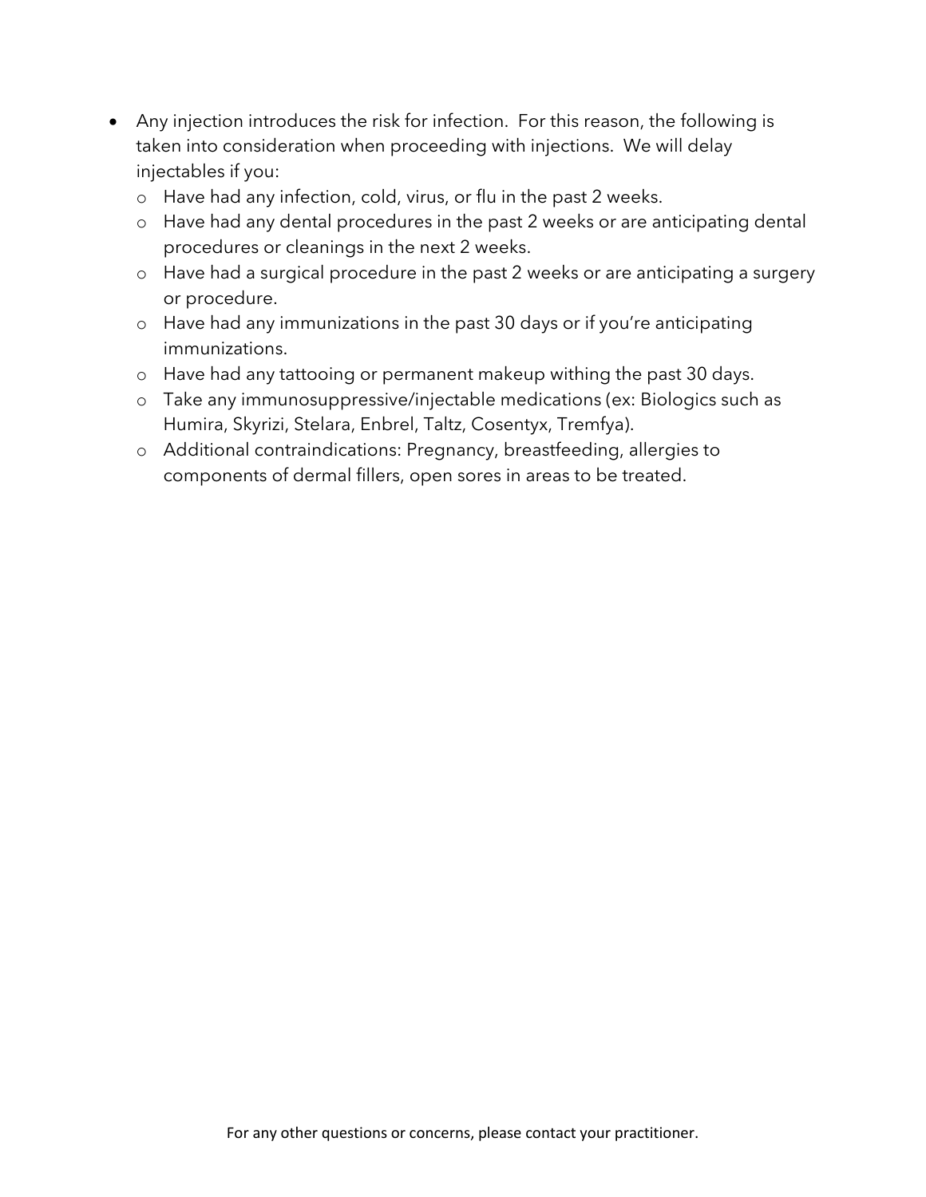- Any injection introduces the risk for infection. For this reason, the following is taken into consideration when proceeding with injections. We will delay injectables if you:
  - Have had any infection, cold, virus, or flu in the past 2 weeks.
  - Have had any dental procedures in the past 2 weeks or are anticipating dental procedures or cleanings in the next 2 weeks.
  - Have had a surgical procedure in the past 2 weeks or are anticipating a surgery or procedure.
  - Have had any immunizations in the past 30 days or if you're anticipating immunizations.
  - Have had any tattooing or permanent makeup withing the past 30 days.
  - Take any immunosuppressive/injectable medications (ex: Biologics such as Humira, Skyrizi, Stelara, Enbrel, Taltz, Cosentyx, Tremfya).
  - Additional contraindications: Pregnancy, breastfeeding, allergies to components of dermal fillers, open sores in areas to be treated.

For any other questions or concerns, please contact your practitioner.